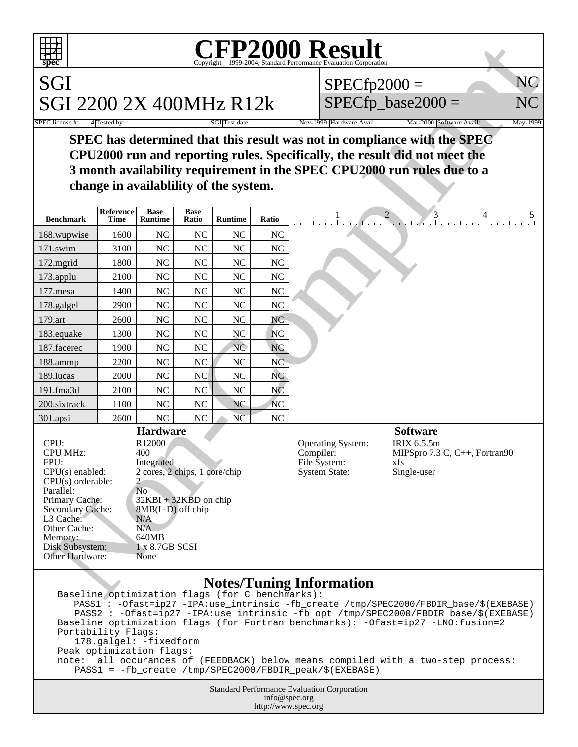# CFP2000 Result

Copyright 1999-2004, Standard Performance Evaluation Corporation

## SGI
## SGI 2200 2X 400MHz R12k

SPECfp2000 = NC

SPECfp_base2000 = NC

| SPEC license #: | 4 | Tested by: | SGI | Test date: | Nov-1999 | Hardware Avail: | Mar-2000 | Software Avail: | May-1999 |
|---|---|---|---|---|---|---|---|---|---|

**SPEC has determined that this result was not in compliance with the SPEC CPU2000 run and reporting rules. Specifically, the result did not meet the 3 month availability requirement in the SPEC CPU2000 run rules due to a change in availablility of the system.**

| Benchmark | Reference Time | Base Runtime | Base Ratio | Runtime | Ratio |
|---|---|---|---|---|---|
| 168.wupwise | 1600 | NC | NC | NC | NC |
| 171.swim | 3100 | NC | NC | NC | NC |
| 172.mgrid | 1800 | NC | NC | NC | NC |
| 173.applu | 2100 | NC | NC | NC | NC |
| 177.mesa | 1400 | NC | NC | NC | NC |
| 178.galgel | 2900 | NC | NC | NC | NC |
| 179.art | 2600 | NC | NC | NC | NC |
| 183.equake | 1300 | NC | NC | NC | NC |
| 187.facerec | 1900 | NC | NC | NC | NC |
| 188.ammp | 2200 | NC | NC | NC | NC |
| 189.lucas | 2000 | NC | NC | NC | NC |
| 191.fma3d | 2100 | NC | NC | NC | NC |
| 200.sixtrack | 1100 | NC | NC | NC | NC |
| 301.apsi | 2600 | NC | NC | NC | NC |

1 2 3 4 5

### Hardware

| | |
|---|---|
| CPU: | R12000 |
| CPU MHz: | 400 |
| FPU: | Integrated |
| CPU(s) enabled: | 2 cores, 2 chips, 1 core/chip |
| CPU(s) orderable: | 2 |
| Parallel: | No |
| Primary Cache: | 32KBI + 32KBD on chip |
| Secondary Cache: | 8MB(I+D) off chip |
| L3 Cache: | N/A |
| Other Cache: | N/A |
| Memory: | 640MB |
| Disk Subsystem: | 1 x 8.7GB SCSI |
| Other Hardware: | None |

### Software

| | |
|---|---|
| Operating System: | IRIX 6.5.5m |
| Compiler: | MIPSpro 7.3 C, C++, Fortran90 |
| File System: | xfs |
| System State: | Single-user |

### Notes/Tuning Information

```
Baseline optimization flags (for C benchmarks):
   PASS1 : -Ofast=ip27 -IPA:use_intrinsic -fb_create /tmp/SPEC2000/FBDIR_base/$(EXEBASE)
   PASS2 : -Ofast=ip27 -IPA:use_intrinsic -fb_opt /tmp/SPEC2000/FBDIR_base/$(EXEBASE)
Baseline optimization flags (for Fortran benchmarks): -Ofast=ip27 -LNO:fusion=2
Portability Flags:
   178.galgel: -fixedform
Peak optimization flags:
note:  all occurances of (FEEDBACK) below means compiled with a two-step process:
   PASS1 = -fb_create /tmp/SPEC2000/FBDIR_peak/$(EXEBASE)
```

Standard Performance Evaluation Corporation
info@spec.org
http://www.spec.org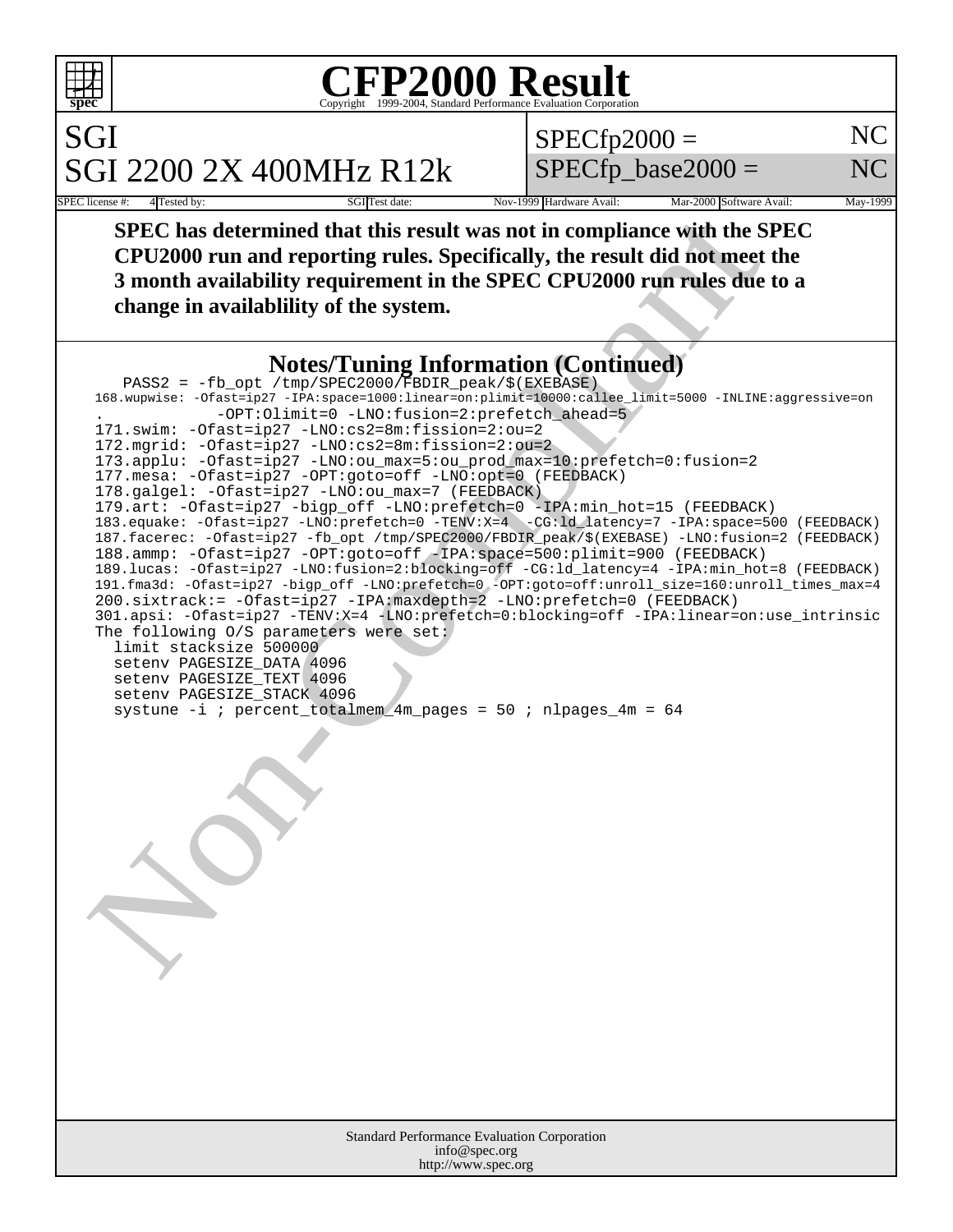# CFP2000 Result

Copyright 1999-2004, Standard Performance Evaluation Corporation

## SGI
## SGI 2200 2X 400MHz R12k

SPECfp2000 = NC

SPECfp_base2000 = NC

| SPEC license #: | 4 | Tested by: | SGI | Test date: | Nov-1999 | Hardware Avail: | Mar-2000 | Software Avail: | May-1999 |
|---|---|---|---|---|---|---|---|---|---|

**SPEC has determined that this result was not in compliance with the SPEC CPU2000 run and reporting rules. Specifically, the result did not meet the 3 month availability requirement in the SPEC CPU2000 run rules due to a change in availablility of the system.**

### Notes/Tuning Information (Continued)

```
   PASS2 = -fb_opt /tmp/SPEC2000/FBDIR_peak/$(EXEBASE)
168.wupwise: -Ofast=ip27 -IPA:space=1000:linear=on:plimit=10000:callee_limit=5000 -INLINE:aggressive=on
.            -OPT:Olimit=0 -LNO:fusion=2:prefetch_ahead=5
171.swim: -Ofast=ip27 -LNO:cs2=8m:fission=2:ou=2
172.mgrid: -Ofast=ip27 -LNO:cs2=8m:fission=2:ou=2
173.applu: -Ofast=ip27 -LNO:ou_max=5:ou_prod_max=10:prefetch=0:fusion=2
177.mesa: -Ofast=ip27 -OPT:goto=off -LNO:opt=0 (FEEDBACK)
178.galgel: -Ofast=ip27 -LNO:ou_max=7 (FEEDBACK)
179.art: -Ofast=ip27 -bigp_off -LNO:prefetch=0 -IPA:min_hot=15 (FEEDBACK)
183.equake: -Ofast=ip27 -LNO:prefetch=0 -TENV:X=4 -CG:ld_latency=7 -IPA:space=500 (FEEDBACK)
187.facerec: -Ofast=ip27 -fb_opt /tmp/SPEC2000/FBDIR_peak/$(EXEBASE) -LNO:fusion=2 (FEEDBACK)
188.ammp: -Ofast=ip27 -OPT:goto=off -IPA:space=500:plimit=900 (FEEDBACK)
189.lucas: -Ofast=ip27 -LNO:fusion=2:blocking=off -CG:ld_latency=4 -IPA:min_hot=8 (FEEDBACK)
191.fma3d: -Ofast=ip27 -bigp_off -LNO:prefetch=0 -OPT:goto=off:unroll_size=160:unroll_times_max=4
200.sixtrack:= -Ofast=ip27 -IPA:maxdepth=2 -LNO:prefetch=0 (FEEDBACK)
301.apsi: -Ofast=ip27 -TENV:X=4 -LNO:prefetch=0:blocking=off -IPA:linear=on:use_intrinsic
The following O/S parameters were set:
  limit stacksize 500000
  setenv PAGESIZE_DATA 4096
  setenv PAGESIZE_TEXT 4096
  setenv PAGESIZE_STACK 4096
  systune -i ; percent_totalmem_4m_pages = 50 ; nlpages_4m = 64
```

Standard Performance Evaluation Corporation
info@spec.org
http://www.spec.org